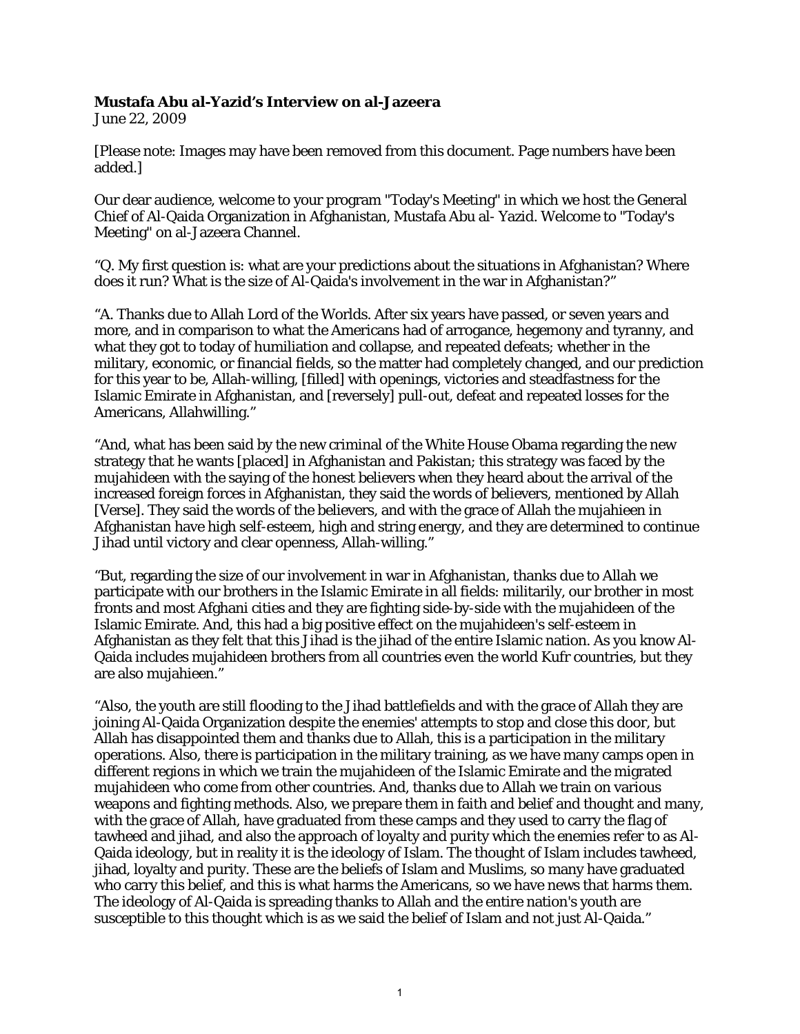**Mustafa Abu al-Yazid's Interview on al-Jazeera**
June 22, 2009

[Please note: Images may have been removed from this document. Page numbers have been added.]

Our dear audience, welcome to your program "Today's Meeting" in which we host the General Chief of Al-Qaida Organization in Afghanistan, Mustafa Abu al- Yazid. Welcome to "Today's Meeting" on al-Jazeera Channel.

"Q. My first question is: what are your predictions about the situations in Afghanistan? Where does it run? What is the size of Al-Qaida's involvement in the war in Afghanistan?"

"A. Thanks due to Allah Lord of the Worlds. After six years have passed, or seven years and more, and in comparison to what the Americans had of arrogance, hegemony and tyranny, and what they got to today of humiliation and collapse, and repeated defeats; whether in the military, economic, or financial fields, so the matter had completely changed, and our prediction for this year to be, Allah-willing, [filled] with openings, victories and steadfastness for the Islamic Emirate in Afghanistan, and [reversely] pull-out, defeat and repeated losses for the Americans, Allahwilling."

"And, what has been said by the new criminal of the White House Obama regarding the new strategy that he wants [placed] in Afghanistan and Pakistan; this strategy was faced by the mujahideen with the saying of the honest believers when they heard about the arrival of the increased foreign forces in Afghanistan, they said the words of believers, mentioned by Allah [Verse]. They said the words of the believers, and with the grace of Allah the mujahieen in Afghanistan have high self-esteem, high and string energy, and they are determined to continue Jihad until victory and clear openness, Allah-willing."

"But, regarding the size of our involvement in war in Afghanistan, thanks due to Allah we participate with our brothers in the Islamic Emirate in all fields: militarily, our brother in most fronts and most Afghani cities and they are fighting side-by-side with the mujahideen of the Islamic Emirate. And, this had a big positive effect on the mujahideen's self-esteem in Afghanistan as they felt that this Jihad is the jihad of the entire Islamic nation. As you know Al-Qaida includes mujahideen brothers from all countries even the world Kufr countries, but they are also mujahieen."

"Also, the youth are still flooding to the Jihad battlefields and with the grace of Allah they are joining Al-Qaida Organization despite the enemies' attempts to stop and close this door, but Allah has disappointed them and thanks due to Allah, this is a participation in the military operations. Also, there is participation in the military training, as we have many camps open in different regions in which we train the mujahideen of the Islamic Emirate and the migrated mujahideen who come from other countries. And, thanks due to Allah we train on various weapons and fighting methods. Also, we prepare them in faith and belief and thought and many, with the grace of Allah, have graduated from these camps and they used to carry the flag of tawheed and jihad, and also the approach of loyalty and purity which the enemies refer to as Al-Qaida ideology, but in reality it is the ideology of Islam. The thought of Islam includes tawheed, jihad, loyalty and purity. These are the beliefs of Islam and Muslims, so many have graduated who carry this belief, and this is what harms the Americans, so we have news that harms them. The ideology of Al-Qaida is spreading thanks to Allah and the entire nation's youth are susceptible to this thought which is as we said the belief of Islam and not just Al-Qaida."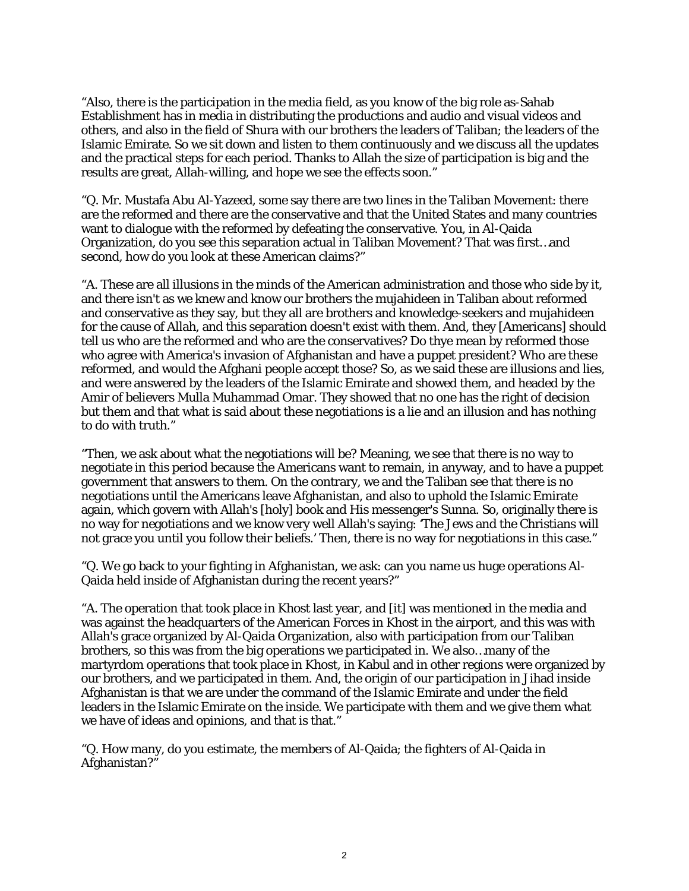"Also, there is the participation in the media field, as you know of the big role as-Sahab Establishment has in media in distributing the productions and audio and visual videos and others, and also in the field of Shura with our brothers the leaders of Taliban; the leaders of the Islamic Emirate. So we sit down and listen to them continuously and we discuss all the updates and the practical steps for each period. Thanks to Allah the size of participation is big and the results are great, Allah-willing, and hope we see the effects soon."

"Q. Mr. Mustafa Abu Al-Yazeed, some say there are two lines in the Taliban Movement: there are the reformed and there are the conservative and that the United States and many countries want to dialogue with the reformed by defeating the conservative. You, in Al-Qaida Organization, do you see this separation actual in Taliban Movement? That was first…and second, how do you look at these American claims?"

"A. These are all illusions in the minds of the American administration and those who side by it, and there isn't as we knew and know our brothers the mujahideen in Taliban about reformed and conservative as they say, but they all are brothers and knowledge-seekers and mujahideen for the cause of Allah, and this separation doesn't exist with them. And, they [Americans] should tell us who are the reformed and who are the conservatives? Do thye mean by reformed those who agree with America's invasion of Afghanistan and have a puppet president? Who are these reformed, and would the Afghani people accept those? So, as we said these are illusions and lies, and were answered by the leaders of the Islamic Emirate and showed them, and headed by the Amir of believers Mulla Muhammad Omar. They showed that no one has the right of decision but them and that what is said about these negotiations is a lie and an illusion and has nothing to do with truth."

"Then, we ask about what the negotiations will be? Meaning, we see that there is no way to negotiate in this period because the Americans want to remain, in anyway, and to have a puppet government that answers to them. On the contrary, we and the Taliban see that there is no negotiations until the Americans leave Afghanistan, and also to uphold the Islamic Emirate again, which govern with Allah's [holy] book and His messenger's Sunna. So, originally there is no way for negotiations and we know very well Allah's saying: 'The Jews and the Christians will not grace you until you follow their beliefs.' Then, there is no way for negotiations in this case."

"Q. We go back to your fighting in Afghanistan, we ask: can you name us huge operations Al-Qaida held inside of Afghanistan during the recent years?"

"A. The operation that took place in Khost last year, and [it] was mentioned in the media and was against the headquarters of the American Forces in Khost in the airport, and this was with Allah's grace organized by Al-Qaida Organization, also with participation from our Taliban brothers, so this was from the big operations we participated in. We also…many of the martyrdom operations that took place in Khost, in Kabul and in other regions were organized by our brothers, and we participated in them. And, the origin of our participation in Jihad inside Afghanistan is that we are under the command of the Islamic Emirate and under the field leaders in the Islamic Emirate on the inside. We participate with them and we give them what we have of ideas and opinions, and that is that."

"Q. How many, do you estimate, the members of Al-Qaida; the fighters of Al-Qaida in Afghanistan?"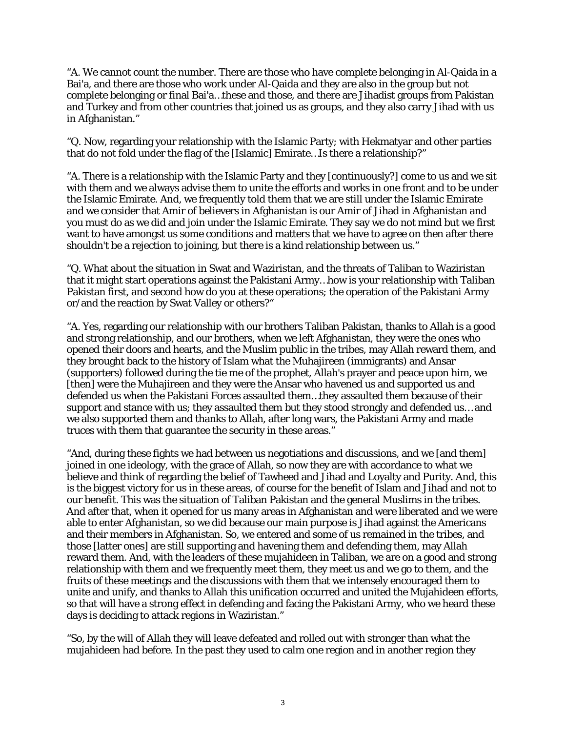"A. We cannot count the number. There are those who have complete belonging in Al-Qaida in a Bai'a, and there are those who work under Al-Qaida and they are also in the group but not complete belonging or final Bai'a…these and those, and there are Jihadist groups from Pakistan and Turkey and from other countries that joined us as groups, and they also carry Jihad with us in Afghanistan."

"Q. Now, regarding your relationship with the Islamic Party; with Hekmatyar and other parties that do not fold under the flag of the [Islamic] Emirate…Is there a relationship?"

"A. There is a relationship with the Islamic Party and they [continuously?] come to us and we sit with them and we always advise them to unite the efforts and works in one front and to be under the Islamic Emirate. And, we frequently told them that we are still under the Islamic Emirate and we consider that Amir of believers in Afghanistan is our Amir of Jihad in Afghanistan and you must do as we did and join under the Islamic Emirate. They say we do not mind but we first want to have amongst us some conditions and matters that we have to agree on then after there shouldn't be a rejection to joining, but there is a kind relationship between us."

"Q. What about the situation in Swat and Waziristan, and the threats of Taliban to Waziristan that it might start operations against the Pakistani Army…how is your relationship with Taliban Pakistan first, and second how do you at these operations; the operation of the Pakistani Army or/and the reaction by Swat Valley or others?"

"A. Yes, regarding our relationship with our brothers Taliban Pakistan, thanks to Allah is a good and strong relationship, and our brothers, when we left Afghanistan, they were the ones who opened their doors and hearts, and the Muslim public in the tribes, may Allah reward them, and they brought back to the history of Islam what the Muhajireen (immigrants) and Ansar (supporters) followed during the tie me of the prophet, Allah's prayer and peace upon him, we [then] were the Muhajireen and they were the Ansar who havened us and supported us and defended us when the Pakistani Forces assaulted them…they assaulted them because of their support and stance with us; they assaulted them but they stood strongly and defended us… and we also supported them and thanks to Allah, after long wars, the Pakistani Army and made truces with them that guarantee the security in these areas."

"And, during these fights we had between us negotiations and discussions, and we [and them] joined in one ideology, with the grace of Allah, so now they are with accordance to what we believe and think of regarding the belief of Tawheed and Jihad and Loyalty and Purity. And, this is the biggest victory for us in these areas, of course for the benefit of Islam and Jihad and not to our benefit. This was the situation of Taliban Pakistan and the general Muslims in the tribes. And after that, when it opened for us many areas in Afghanistan and were liberated and we were able to enter Afghanistan, so we did because our main purpose is Jihad against the Americans and their members in Afghanistan. So, we entered and some of us remained in the tribes, and those [latter ones] are still supporting and havening them and defending them, may Allah reward them. And, with the leaders of these mujahideen in Taliban, we are on a good and strong relationship with them and we frequently meet them, they meet us and we go to them, and the fruits of these meetings and the discussions with them that we intensely encouraged them to unite and unify, and thanks to Allah this unification occurred and united the Mujahideen efforts, so that will have a strong effect in defending and facing the Pakistani Army, who we heard these days is deciding to attack regions in Waziristan."

"So, by the will of Allah they will leave defeated and rolled out with stronger than what the mujahideen had before. In the past they used to calm one region and in another region they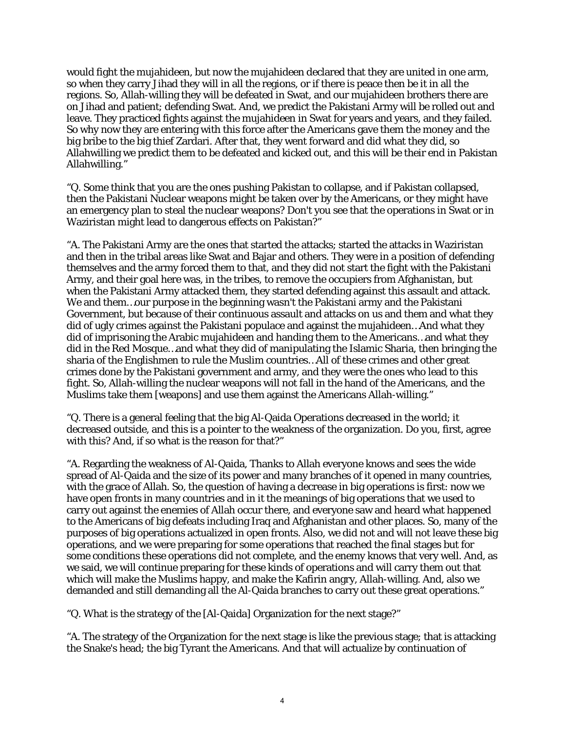would fight the mujahideen, but now the mujahideen declared that they are united in one arm, so when they carry Jihad they will in all the regions, or if there is peace then be it in all the regions. So, Allah-willing they will be defeated in Swat, and our mujahideen brothers there are on Jihad and patient; defending Swat. And, we predict the Pakistani Army will be rolled out and leave. They practiced fights against the mujahideen in Swat for years and years, and they failed. So why now they are entering with this force after the Americans gave them the money and the big bribe to the big thief Zardari. After that, they went forward and did what they did, so Allahwilling we predict them to be defeated and kicked out, and this will be their end in Pakistan Allahwilling."

"Q. Some think that you are the ones pushing Pakistan to collapse, and if Pakistan collapsed, then the Pakistani Nuclear weapons might be taken over by the Americans, or they might have an emergency plan to steal the nuclear weapons? Don't you see that the operations in Swat or in Waziristan might lead to dangerous effects on Pakistan?"

"A. The Pakistani Army are the ones that started the attacks; started the attacks in Waziristan and then in the tribal areas like Swat and Bajar and others. They were in a position of defending themselves and the army forced them to that, and they did not start the fight with the Pakistani Army, and their goal here was, in the tribes, to remove the occupiers from Afghanistan, but when the Pakistani Army attacked them, they started defending against this assault and attack. We and them…our purpose in the beginning wasn't the Pakistani army and the Pakistani Government, but because of their continuous assault and attacks on us and them and what they did of ugly crimes against the Pakistani populace and against the mujahideen…And what they did of imprisoning the Arabic mujahideen and handing them to the Americans…and what they did in the Red Mosque…and what they did of manipulating the Islamic Sharia, then bringing the sharia of the Englishmen to rule the Muslim countries…All of these crimes and other great crimes done by the Pakistani government and army, and they were the ones who lead to this fight. So, Allah-willing the nuclear weapons will not fall in the hand of the Americans, and the Muslims take them [weapons] and use them against the Americans Allah-willing."

"Q. There is a general feeling that the big Al-Qaida Operations decreased in the world; it decreased outside, and this is a pointer to the weakness of the organization. Do you, first, agree with this? And, if so what is the reason for that?"

"A. Regarding the weakness of Al-Qaida, Thanks to Allah everyone knows and sees the wide spread of Al-Qaida and the size of its power and many branches of it opened in many countries, with the grace of Allah. So, the question of having a decrease in big operations is first: now we have open fronts in many countries and in it the meanings of big operations that we used to carry out against the enemies of Allah occur there, and everyone saw and heard what happened to the Americans of big defeats including Iraq and Afghanistan and other places. So, many of the purposes of big operations actualized in open fronts. Also, we did not and will not leave these big operations, and we were preparing for some operations that reached the final stages but for some conditions these operations did not complete, and the enemy knows that very well. And, as we said, we will continue preparing for these kinds of operations and will carry them out that which will make the Muslims happy, and make the Kafirin angry, Allah-willing. And, also we demanded and still demanding all the Al-Qaida branches to carry out these great operations."

"Q. What is the strategy of the [Al-Qaida] Organization for the next stage?"

"A. The strategy of the Organization for the next stage is like the previous stage; that is attacking the Snake's head; the big Tyrant the Americans. And that will actualize by continuation of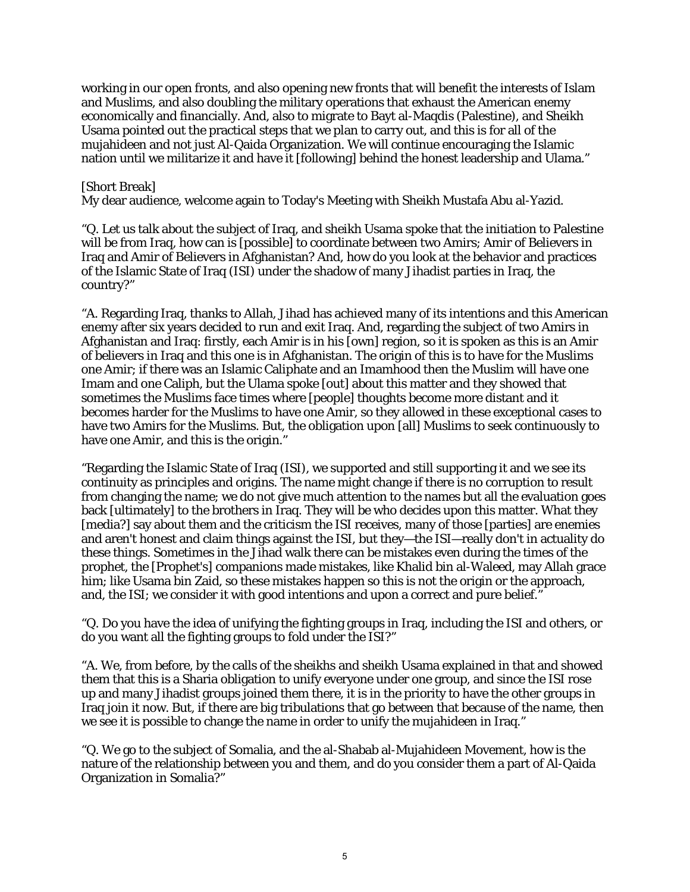working in our open fronts, and also opening new fronts that will benefit the interests of Islam and Muslims, and also doubling the military operations that exhaust the American enemy economically and financially. And, also to migrate to Bayt al-Maqdis (Palestine), and Sheikh Usama pointed out the practical steps that we plan to carry out, and this is for all of the mujahideen and not just Al-Qaida Organization. We will continue encouraging the Islamic nation until we militarize it and have it [following] behind the honest leadership and Ulama."

[Short Break]
My dear audience, welcome again to Today's Meeting with Sheikh Mustafa Abu al-Yazid.

"Q. Let us talk about the subject of Iraq, and sheikh Usama spoke that the initiation to Palestine will be from Iraq, how can is [possible] to coordinate between two Amirs; Amir of Believers in Iraq and Amir of Believers in Afghanistan? And, how do you look at the behavior and practices of the Islamic State of Iraq (ISI) under the shadow of many Jihadist parties in Iraq, the country?"

"A. Regarding Iraq, thanks to Allah, Jihad has achieved many of its intentions and this American enemy after six years decided to run and exit Iraq. And, regarding the subject of two Amirs in Afghanistan and Iraq: firstly, each Amir is in his [own] region, so it is spoken as this is an Amir of believers in Iraq and this one is in Afghanistan. The origin of this is to have for the Muslims one Amir; if there was an Islamic Caliphate and an Imamhood then the Muslim will have one Imam and one Caliph, but the Ulama spoke [out] about this matter and they showed that sometimes the Muslims face times where [people] thoughts become more distant and it becomes harder for the Muslims to have one Amir, so they allowed in these exceptional cases to have two Amirs for the Muslims. But, the obligation upon [all] Muslims to seek continuously to have one Amir, and this is the origin."

"Regarding the Islamic State of Iraq (ISI), we supported and still supporting it and we see its continuity as principles and origins. The name might change if there is no corruption to result from changing the name; we do not give much attention to the names but all the evaluation goes back [ultimately] to the brothers in Iraq. They will be who decides upon this matter. What they [media?] say about them and the criticism the ISI receives, many of those [parties] are enemies and aren't honest and claim things against the ISI, but they—the ISI—really don't in actuality do these things. Sometimes in the Jihad walk there can be mistakes even during the times of the prophet, the [Prophet's] companions made mistakes, like Khalid bin al-Waleed, may Allah grace him; like Usama bin Zaid, so these mistakes happen so this is not the origin or the approach, and, the ISI; we consider it with good intentions and upon a correct and pure belief."

"Q. Do you have the idea of unifying the fighting groups in Iraq, including the ISI and others, or do you want all the fighting groups to fold under the ISI?"

"A. We, from before, by the calls of the sheikhs and sheikh Usama explained in that and showed them that this is a Sharia obligation to unify everyone under one group, and since the ISI rose up and many Jihadist groups joined them there, it is in the priority to have the other groups in Iraq join it now. But, if there are big tribulations that go between that because of the name, then we see it is possible to change the name in order to unify the mujahideen in Iraq."

"Q. We go to the subject of Somalia, and the al-Shabab al-Mujahideen Movement, how is the nature of the relationship between you and them, and do you consider them a part of Al-Qaida Organization in Somalia?"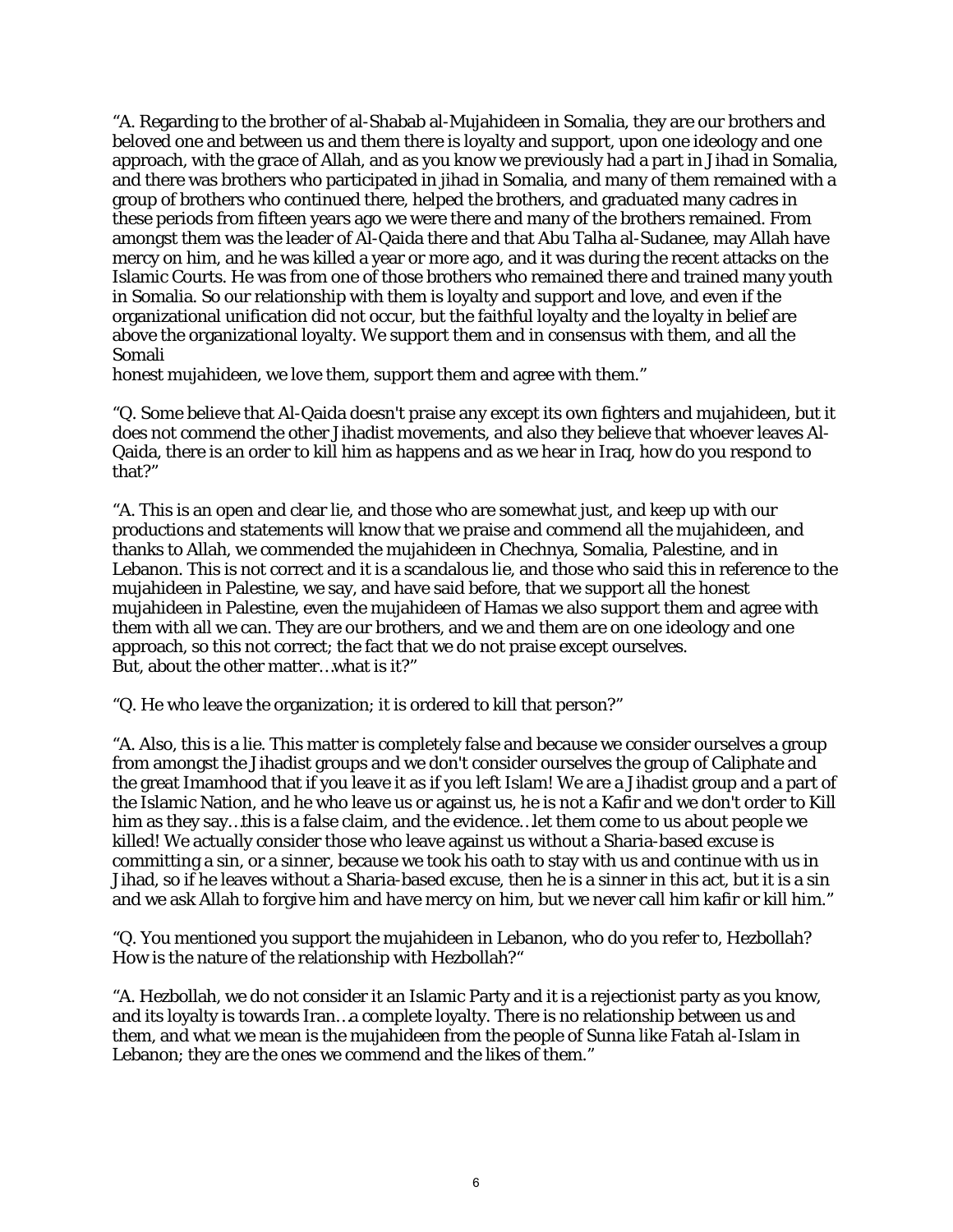"A. Regarding to the brother of al-Shabab al-Mujahideen in Somalia, they are our brothers and beloved one and between us and them there is loyalty and support, upon one ideology and one approach, with the grace of Allah, and as you know we previously had a part in Jihad in Somalia, and there was brothers who participated in jihad in Somalia, and many of them remained with a group of brothers who continued there, helped the brothers, and graduated many cadres in these periods from fifteen years ago we were there and many of the brothers remained. From amongst them was the leader of Al-Qaida there and that Abu Talha al-Sudanee, may Allah have mercy on him, and he was killed a year or more ago, and it was during the recent attacks on the Islamic Courts. He was from one of those brothers who remained there and trained many youth in Somalia. So our relationship with them is loyalty and support and love, and even if the organizational unification did not occur, but the faithful loyalty and the loyalty in belief are above the organizational loyalty. We support them and in consensus with them, and all the Somali
honest mujahideen, we love them, support them and agree with them."

"Q. Some believe that Al-Qaida doesn't praise any except its own fighters and mujahideen, but it does not commend the other Jihadist movements, and also they believe that whoever leaves Al-Qaida, there is an order to kill him as happens and as we hear in Iraq, how do you respond to that?"

"A. This is an open and clear lie, and those who are somewhat just, and keep up with our productions and statements will know that we praise and commend all the mujahideen, and thanks to Allah, we commended the mujahideen in Chechnya, Somalia, Palestine, and in Lebanon. This is not correct and it is a scandalous lie, and those who said this in reference to the mujahideen in Palestine, we say, and have said before, that we support all the honest mujahideen in Palestine, even the mujahideen of Hamas we also support them and agree with them with all we can. They are our brothers, and we and them are on one ideology and one approach, so this not correct; the fact that we do not praise except ourselves.
But, about the other matter…what is it?"

"Q. He who leave the organization; it is ordered to kill that person?"

"A. Also, this is a lie. This matter is completely false and because we consider ourselves a group from amongst the Jihadist groups and we don't consider ourselves the group of Caliphate and the great Imamhood that if you leave it as if you left Islam! We are a Jihadist group and a part of the Islamic Nation, and he who leave us or against us, he is not a Kafir and we don't order to Kill him as they say…this is a false claim, and the evidence…let them come to us about people we killed! We actually consider those who leave against us without a Sharia-based excuse is committing a sin, or a sinner, because we took his oath to stay with us and continue with us in Jihad, so if he leaves without a Sharia-based excuse, then he is a sinner in this act, but it is a sin and we ask Allah to forgive him and have mercy on him, but we never call him kafir or kill him."

"Q. You mentioned you support the mujahideen in Lebanon, who do you refer to, Hezbollah? How is the nature of the relationship with Hezbollah?"

"A. Hezbollah, we do not consider it an Islamic Party and it is a rejectionist party as you know, and its loyalty is towards Iran…a complete loyalty. There is no relationship between us and them, and what we mean is the mujahideen from the people of Sunna like Fatah al-Islam in Lebanon; they are the ones we commend and the likes of them."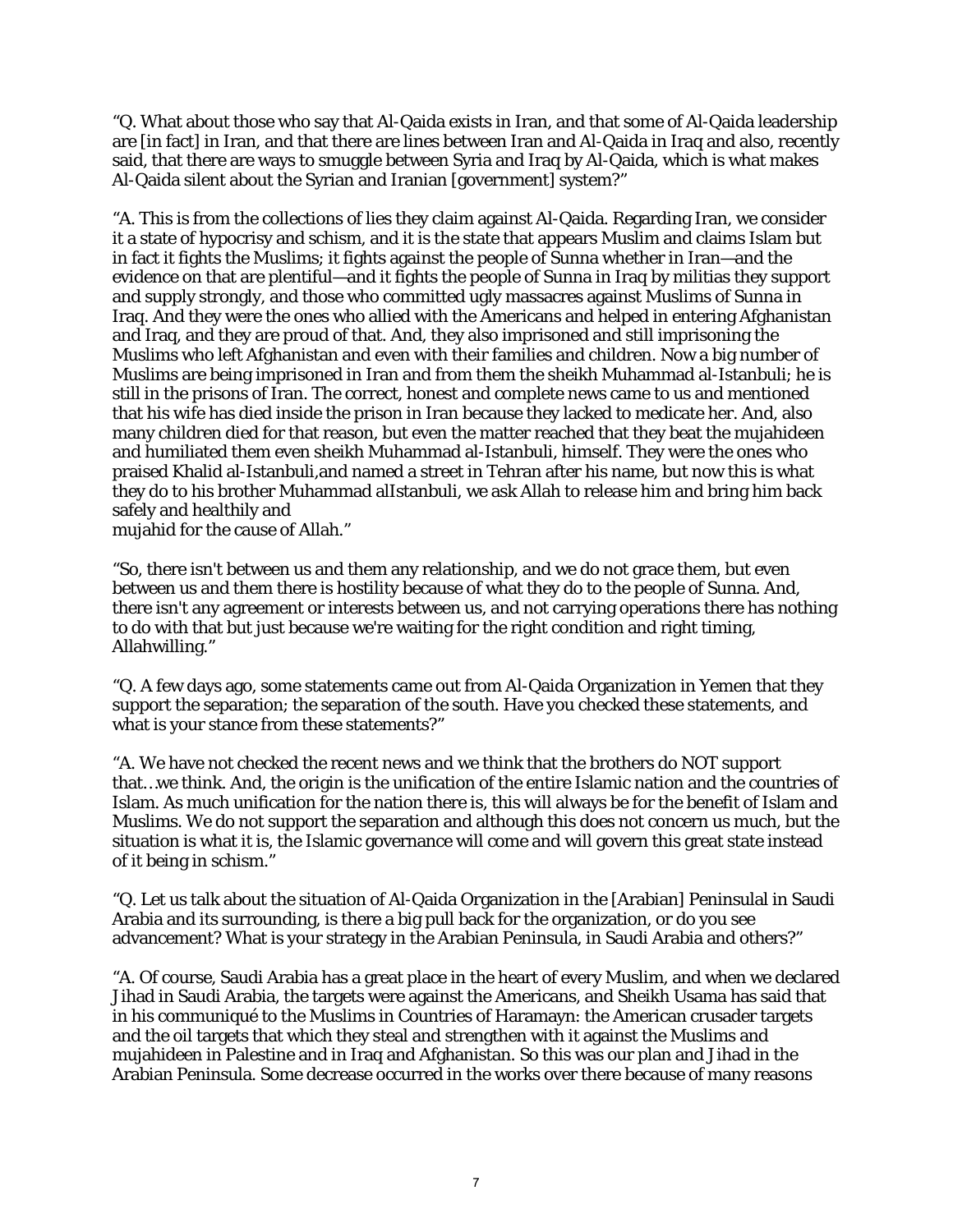"Q. What about those who say that Al-Qaida exists in Iran, and that some of Al-Qaida leadership are [in fact] in Iran, and that there are lines between Iran and Al-Qaida in Iraq and also, recently said, that there are ways to smuggle between Syria and Iraq by Al-Qaida, which is what makes Al-Qaida silent about the Syrian and Iranian [government] system?"

"A. This is from the collections of lies they claim against Al-Qaida. Regarding Iran, we consider it a state of hypocrisy and schism, and it is the state that appears Muslim and claims Islam but in fact it fights the Muslims; it fights against the people of Sunna whether in Iran—and the evidence on that are plentiful—and it fights the people of Sunna in Iraq by militias they support and supply strongly, and those who committed ugly massacres against Muslims of Sunna in Iraq. And they were the ones who allied with the Americans and helped in entering Afghanistan and Iraq, and they are proud of that. And, they also imprisoned and still imprisoning the Muslims who left Afghanistan and even with their families and children. Now a big number of Muslims are being imprisoned in Iran and from them the sheikh Muhammad al-Istanbuli; he is still in the prisons of Iran. The correct, honest and complete news came to us and mentioned that his wife has died inside the prison in Iran because they lacked to medicate her. And, also many children died for that reason, but even the matter reached that they beat the mujahideen and humiliated them even sheikh Muhammad al-Istanbuli, himself. They were the ones who praised Khalid al-Istanbuli,and named a street in Tehran after his name, but now this is what they do to his brother Muhammad alIstanbuli, we ask Allah to release him and bring him back safely and healthily and
mujahid for the cause of Allah."

"So, there isn't between us and them any relationship, and we do not grace them, but even between us and them there is hostility because of what they do to the people of Sunna. And, there isn't any agreement or interests between us, and not carrying operations there has nothing to do with that but just because we're waiting for the right condition and right timing, Allahwilling."

"Q. A few days ago, some statements came out from Al-Qaida Organization in Yemen that they support the separation; the separation of the south. Have you checked these statements, and what is your stance from these statements?"

"A. We have not checked the recent news and we think that the brothers do NOT support that…we think. And, the origin is the unification of the entire Islamic nation and the countries of Islam. As much unification for the nation there is, this will always be for the benefit of Islam and Muslims. We do not support the separation and although this does not concern us much, but the situation is what it is, the Islamic governance will come and will govern this great state instead of it being in schism."

"Q. Let us talk about the situation of Al-Qaida Organization in the [Arabian] Peninsulal in Saudi Arabia and its surrounding, is there a big pull back for the organization, or do you see advancement? What is your strategy in the Arabian Peninsula, in Saudi Arabia and others?"

"A. Of course, Saudi Arabia has a great place in the heart of every Muslim, and when we declared Jihad in Saudi Arabia, the targets were against the Americans, and Sheikh Usama has said that in his communiqué to the Muslims in Countries of Haramayn: the American crusader targets and the oil targets that which they steal and strengthen with it against the Muslims and mujahideen in Palestine and in Iraq and Afghanistan. So this was our plan and Jihad in the Arabian Peninsula. Some decrease occurred in the works over there because of many reasons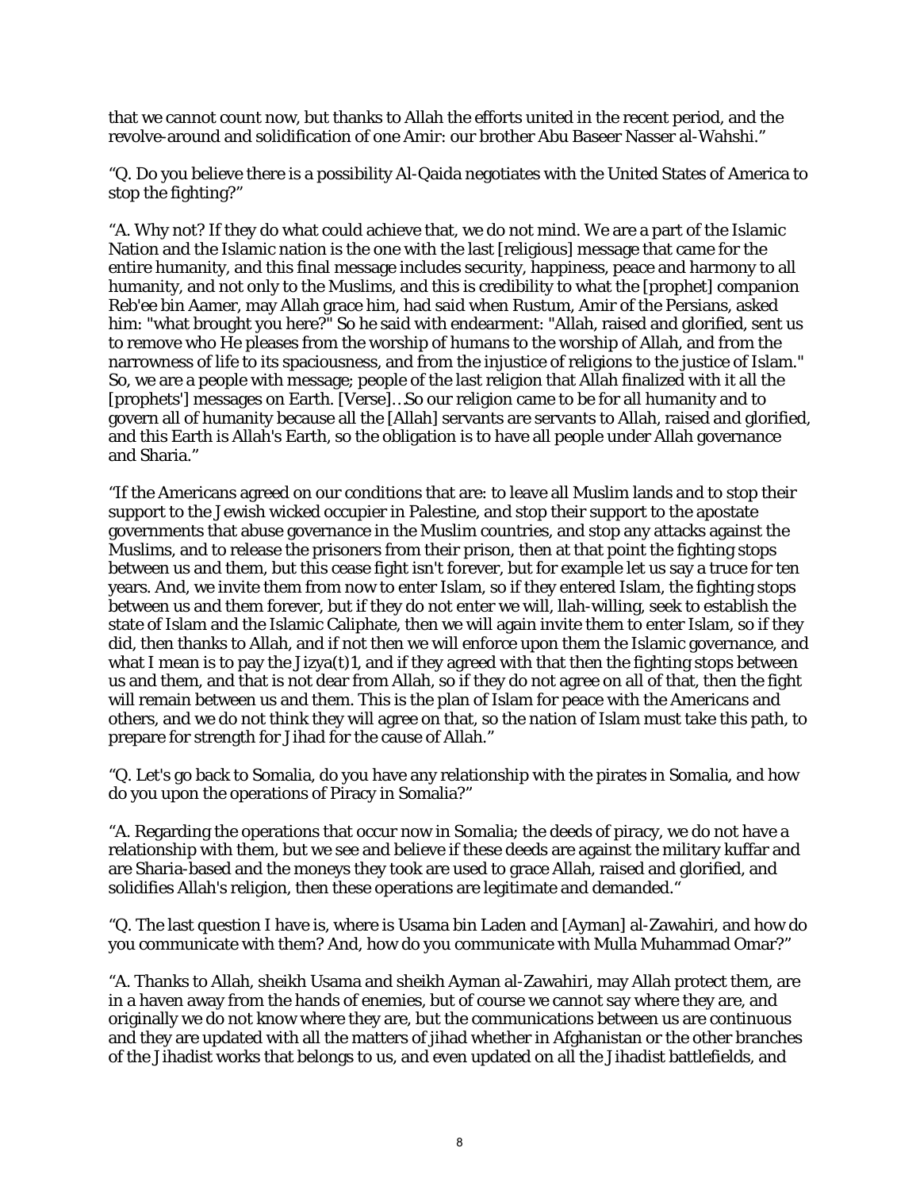that we cannot count now, but thanks to Allah the efforts united in the recent period, and the revolve-around and solidification of one Amir: our brother Abu Baseer Nasser al-Wahshi."

"Q. Do you believe there is a possibility Al-Qaida negotiates with the United States of America to stop the fighting?"

"A. Why not? If they do what could achieve that, we do not mind. We are a part of the Islamic Nation and the Islamic nation is the one with the last [religious] message that came for the entire humanity, and this final message includes security, happiness, peace and harmony to all humanity, and not only to the Muslims, and this is credibility to what the [prophet] companion Reb'ee bin Aamer, may Allah grace him, had said when Rustum, Amir of the Persians, asked him: "what brought you here?" So he said with endearment: "Allah, raised and glorified, sent us to remove who He pleases from the worship of humans to the worship of Allah, and from the narrowness of life to its spaciousness, and from the injustice of religions to the justice of Islam." So, we are a people with message; people of the last religion that Allah finalized with it all the [prophets'] messages on Earth. [Verse]…So our religion came to be for all humanity and to govern all of humanity because all the [Allah] servants are servants to Allah, raised and glorified, and this Earth is Allah's Earth, so the obligation is to have all people under Allah governance and Sharia."

"If the Americans agreed on our conditions that are: to leave all Muslim lands and to stop their support to the Jewish wicked occupier in Palestine, and stop their support to the apostate governments that abuse governance in the Muslim countries, and stop any attacks against the Muslims, and to release the prisoners from their prison, then at that point the fighting stops between us and them, but this cease fight isn't forever, but for example let us say a truce for ten years. And, we invite them from now to enter Islam, so if they entered Islam, the fighting stops between us and them forever, but if they do not enter we will, llah-willing, seek to establish the state of Islam and the Islamic Caliphate, then we will again invite them to enter Islam, so if they did, then thanks to Allah, and if not then we will enforce upon them the Islamic governance, and what I mean is to pay the Jizya(t)1, and if they agreed with that then the fighting stops between us and them, and that is not dear from Allah, so if they do not agree on all of that, then the fight will remain between us and them. This is the plan of Islam for peace with the Americans and others, and we do not think they will agree on that, so the nation of Islam must take this path, to prepare for strength for Jihad for the cause of Allah."

"Q. Let's go back to Somalia, do you have any relationship with the pirates in Somalia, and how do you upon the operations of Piracy in Somalia?"

"A. Regarding the operations that occur now in Somalia; the deeds of piracy, we do not have a relationship with them, but we see and believe if these deeds are against the military kuffar and are Sharia-based and the moneys they took are used to grace Allah, raised and glorified, and solidifies Allah's religion, then these operations are legitimate and demanded."

"Q. The last question I have is, where is Usama bin Laden and [Ayman] al-Zawahiri, and how do you communicate with them? And, how do you communicate with Mulla Muhammad Omar?"

"A. Thanks to Allah, sheikh Usama and sheikh Ayman al-Zawahiri, may Allah protect them, are in a haven away from the hands of enemies, but of course we cannot say where they are, and originally we do not know where they are, but the communications between us are continuous and they are updated with all the matters of jihad whether in Afghanistan or the other branches of the Jihadist works that belongs to us, and even updated on all the Jihadist battlefields, and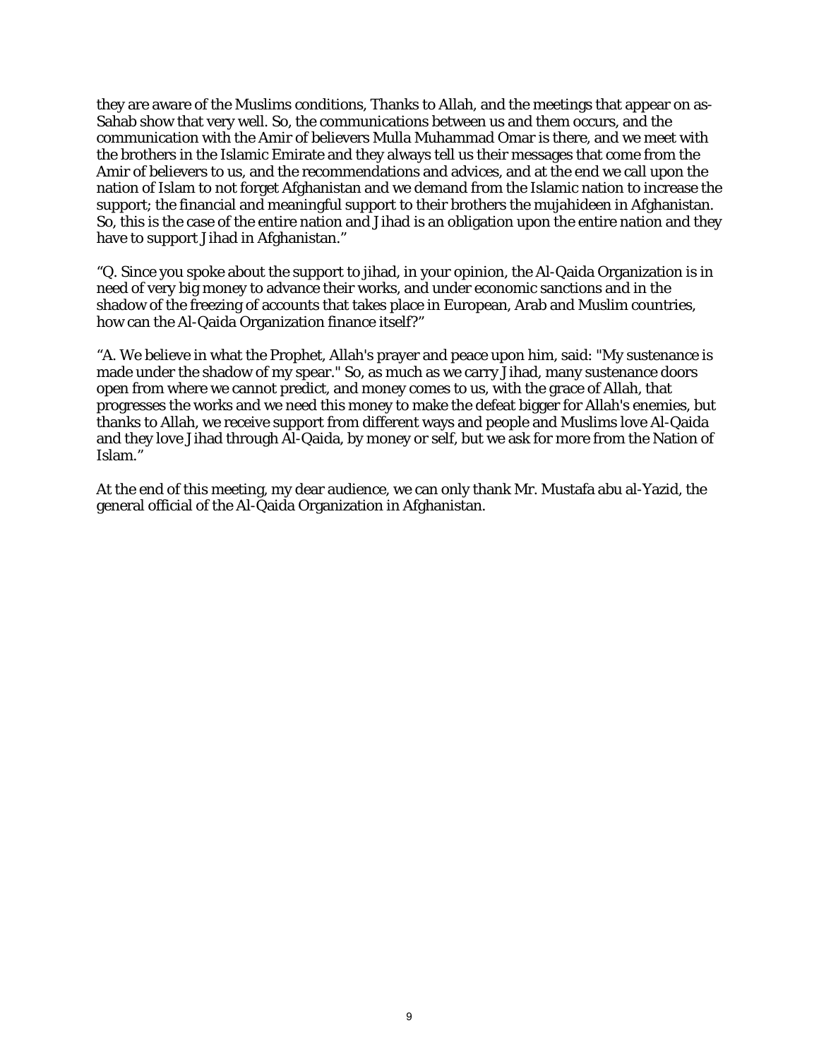they are aware of the Muslims conditions, Thanks to Allah, and the meetings that appear on as-Sahab show that very well. So, the communications between us and them occurs, and the communication with the Amir of believers Mulla Muhammad Omar is there, and we meet with the brothers in the Islamic Emirate and they always tell us their messages that come from the Amir of believers to us, and the recommendations and advices, and at the end we call upon the nation of Islam to not forget Afghanistan and we demand from the Islamic nation to increase the support; the financial and meaningful support to their brothers the mujahideen in Afghanistan. So, this is the case of the entire nation and Jihad is an obligation upon the entire nation and they have to support Jihad in Afghanistan."

"Q. Since you spoke about the support to jihad, in your opinion, the Al-Qaida Organization is in need of very big money to advance their works, and under economic sanctions and in the shadow of the freezing of accounts that takes place in European, Arab and Muslim countries, how can the Al-Qaida Organization finance itself?"

"A. We believe in what the Prophet, Allah's prayer and peace upon him, said: "My sustenance is made under the shadow of my spear." So, as much as we carry Jihad, many sustenance doors open from where we cannot predict, and money comes to us, with the grace of Allah, that progresses the works and we need this money to make the defeat bigger for Allah's enemies, but thanks to Allah, we receive support from different ways and people and Muslims love Al-Qaida and they love Jihad through Al-Qaida, by money or self, but we ask for more from the Nation of Islam."

At the end of this meeting, my dear audience, we can only thank Mr. Mustafa abu al-Yazid, the general official of the Al-Qaida Organization in Afghanistan.